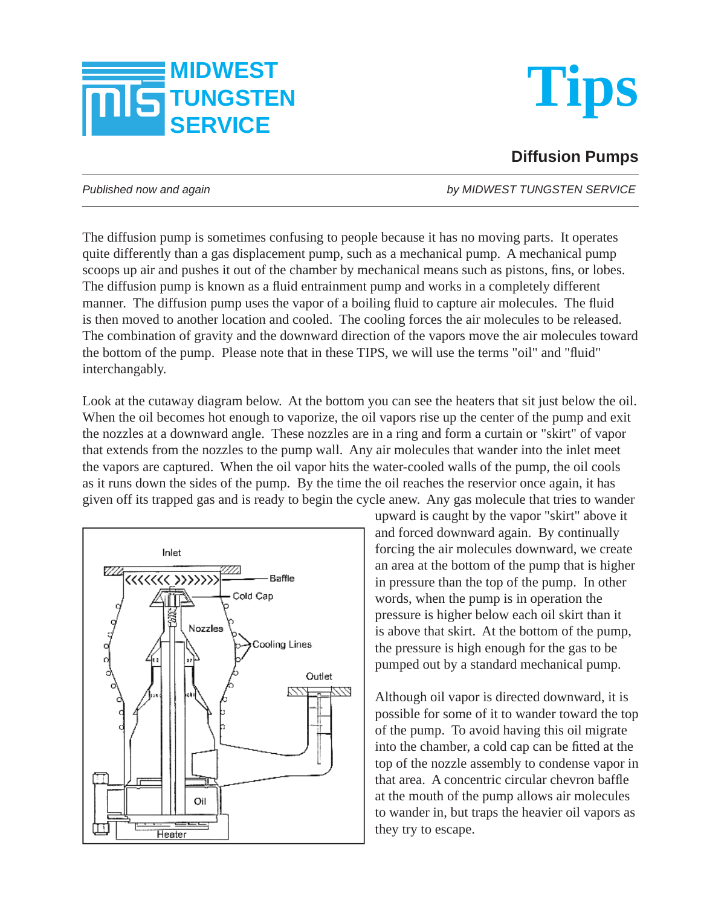# MIDWEST TUNGSTEN SERVICE

# Tips

## Diffusion Pumps

*Published now and again* — *by MIDWEST TUNGSTEN SERVICE*

The diffusion pump is sometimes confusing to people because it has no moving parts. It operates quite differently than a gas displacement pump, such as a mechanical pump. A mechanical pump scoops up air and pushes it out of the chamber by mechanical means such as pistons, fins, or lobes. The diffusion pump is known as a fluid entrainment pump and works in a completely different manner. The diffusion pump uses the vapor of a boiling fluid to capture air molecules. The fluid is then moved to another location and cooled. The cooling forces the air molecules to be released. The combination of gravity and the downward direction of the vapors move the air molecules toward the bottom of the pump. Please note that in these TIPS, we will use the terms "oil" and "fluid" interchangably.

Look at the cutaway diagram below. At the bottom you can see the heaters that sit just below the oil. When the oil becomes hot enough to vaporize, the oil vapors rise up the center of the pump and exit the nozzles at a downward angle. These nozzles are in a ring and form a curtain or "skirt" of vapor that extends from the nozzles to the pump wall. Any air molecules that wander into the inlet meet the vapors are captured. When the oil vapor hits the water-cooled walls of the pump, the oil cools as it runs down the sides of the pump. By the time the oil reaches the reservior once again, it has given off its trapped gas and is ready to begin the cycle anew. Any gas molecule that tries to wander upward is caught by the vapor "skirt" above it and forced downward again. By continually forcing the air molecules downward, we create an area at the bottom of the pump that is higher in pressure than the top of the pump. In other words, when the pump is in operation the pressure is higher below each oil skirt than it is above that skirt. At the bottom of the pump, the pressure is high enough for the gas to be pumped out by a standard mechanical pump.

Although oil vapor is directed downward, it is possible for some of it to wander toward the top of the pump. To avoid having this oil migrate into the chamber, a cold cap can be fitted at the top of the nozzle assembly to condense vapor in that area. A concentric circular chevron baffle at the mouth of the pump allows air molecules to wander in, but traps the heavier oil vapors as they try to escape.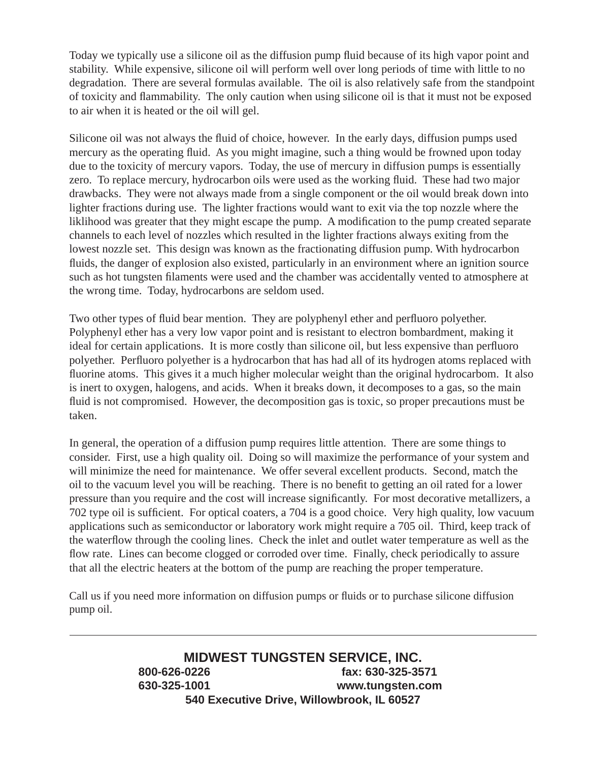Today we typically use a silicone oil as the diffusion pump fluid because of its high vapor point and stability. While expensive, silicone oil will perform well over long periods of time with little to no degradation. There are several formulas available. The oil is also relatively safe from the standpoint of toxicity and flammability. The only caution when using silicone oil is that it must not be exposed to air when it is heated or the oil will gel.

Silicone oil was not always the fluid of choice, however. In the early days, diffusion pumps used mercury as the operating fluid. As you might imagine, such a thing would be frowned upon today due to the toxicity of mercury vapors. Today, the use of mercury in diffusion pumps is essentially zero. To replace mercury, hydrocarbon oils were used as the working fluid. These had two major drawbacks. They were not always made from a single component or the oil would break down into lighter fractions during use. The lighter fractions would want to exit via the top nozzle where the liklihood was greater that they might escape the pump. A modification to the pump created separate channels to each level of nozzles which resulted in the lighter fractions always exiting from the lowest nozzle set. This design was known as the fractionating diffusion pump. With hydrocarbon fluids, the danger of explosion also existed, particularly in an environment where an ignition source such as hot tungsten filaments were used and the chamber was accidentally vented to atmosphere at the wrong time. Today, hydrocarbons are seldom used.

Two other types of fluid bear mention. They are polyphenyl ether and perfluoro polyether. Polyphenyl ether has a very low vapor point and is resistant to electron bombardment, making it ideal for certain applications. It is more costly than silicone oil, but less expensive than perfluoro polyether. Perfluoro polyether is a hydrocarbon that has had all of its hydrogen atoms replaced with fluorine atoms. This gives it a much higher molecular weight than the original hydrocarbom. It also is inert to oxygen, halogens, and acids. When it breaks down, it decomposes to a gas, so the main fluid is not compromised. However, the decomposition gas is toxic, so proper precautions must be taken.

In general, the operation of a diffusion pump requires little attention. There are some things to consider. First, use a high quality oil. Doing so will maximize the performance of your system and will minimize the need for maintenance. We offer several excellent products. Second, match the oil to the vacuum level you will be reaching. There is no benefit to getting an oil rated for a lower pressure than you require and the cost will increase significantly. For most decorative metallizers, a 702 type oil is sufficient. For optical coaters, a 704 is a good choice. Very high quality, low vacuum applications such as semiconductor or laboratory work might require a 705 oil. Third, keep track of the waterflow through the cooling lines. Check the inlet and outlet water temperature as well as the flow rate. Lines can become clogged or corroded over time. Finally, check periodically to assure that all the electric heaters at the bottom of the pump are reaching the proper temperature.

Call us if you need more information on diffusion pumps or fluids or to purchase silicone diffusion pump oil.

---

**MIDWEST TUNGSTEN SERVICE, INC.**

**800-626-0226** **fax: 630-325-3571**

**630-325-1001** **www.tungsten.com**

**540 Executive Drive, Willowbrook, IL 60527**